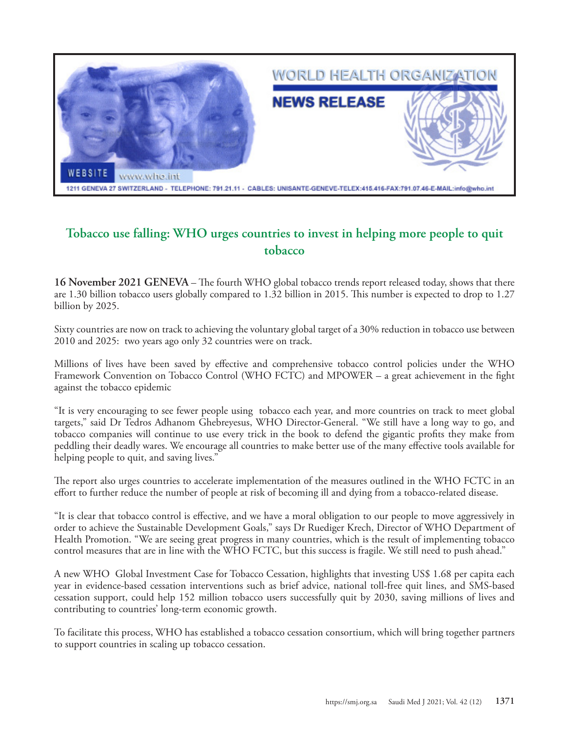WORLD HEALTH ORGANIZATION

NEWS RELEASE

WEBSITE www.who.int

1211 GENEVA 27 SWITZERLAND - TELEPHONE: 791.21.11 - CABLES: UNISANTE-GENEVE-TELEX:415.416-FAX:791.07.46-E-MAIL:info@who.int

## Tobacco use falling: WHO urges countries to invest in helping more people to quit tobacco

**16 November 2021 GENEVA** – The fourth WHO global tobacco trends report released today, shows that there are 1.30 billion tobacco users globally compared to 1.32 billion in 2015. This number is expected to drop to 1.27 billion by 2025.

Sixty countries are now on track to achieving the voluntary global target of a 30% reduction in tobacco use between 2010 and 2025: two years ago only 32 countries were on track.

Millions of lives have been saved by effective and comprehensive tobacco control policies under the WHO Framework Convention on Tobacco Control (WHO FCTC) and MPOWER – a great achievement in the fight against the tobacco epidemic

"It is very encouraging to see fewer people using tobacco each year, and more countries on track to meet global targets," said Dr Tedros Adhanom Ghebreyesus, WHO Director-General. "We still have a long way to go, and tobacco companies will continue to use every trick in the book to defend the gigantic profits they make from peddling their deadly wares. We encourage all countries to make better use of the many effective tools available for helping people to quit, and saving lives."

The report also urges countries to accelerate implementation of the measures outlined in the WHO FCTC in an effort to further reduce the number of people at risk of becoming ill and dying from a tobacco-related disease.

"It is clear that tobacco control is effective, and we have a moral obligation to our people to move aggressively in order to achieve the Sustainable Development Goals," says Dr Ruediger Krech, Director of WHO Department of Health Promotion. "We are seeing great progress in many countries, which is the result of implementing tobacco control measures that are in line with the WHO FCTC, but this success is fragile. We still need to push ahead."

A new WHO Global Investment Case for Tobacco Cessation, highlights that investing US$ 1.68 per capita each year in evidence-based cessation interventions such as brief advice, national toll-free quit lines, and SMS-based cessation support, could help 152 million tobacco users successfully quit by 2030, saving millions of lives and contributing to countries' long-term economic growth.

To facilitate this process, WHO has established a tobacco cessation consortium, which will bring together partners to support countries in scaling up tobacco cessation.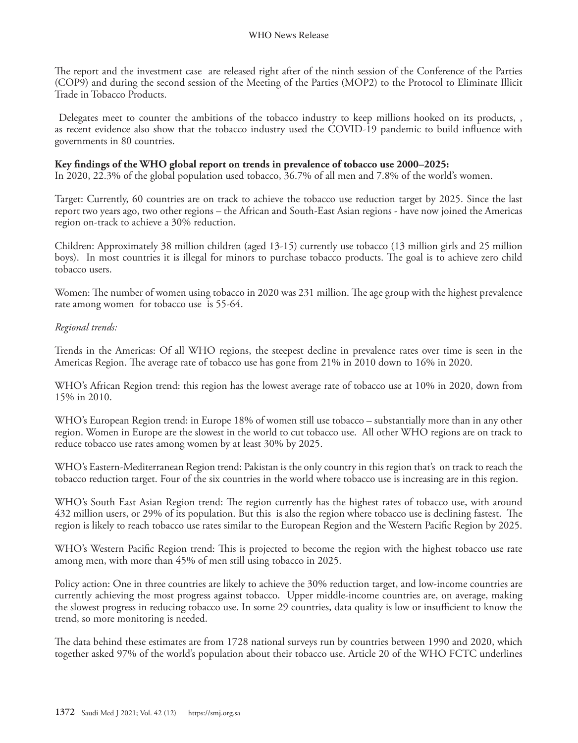The report and the investment case are released right after of the ninth session of the Conference of the Parties (COP9) and during the second session of the Meeting of the Parties (MOP2) to the Protocol to Eliminate Illicit Trade in Tobacco Products.

Delegates meet to counter the ambitions of the tobacco industry to keep millions hooked on its products, , as recent evidence also show that the tobacco industry used the COVID-19 pandemic to build influence with governments in 80 countries.

**Key findings of the WHO global report on trends in prevalence of tobacco use 2000–2025:**

In 2020, 22.3% of the global population used tobacco, 36.7% of all men and 7.8% of the world's women.

Target: Currently, 60 countries are on track to achieve the tobacco use reduction target by 2025. Since the last report two years ago, two other regions – the African and South-East Asian regions - have now joined the Americas region on-track to achieve a 30% reduction.

Children: Approximately 38 million children (aged 13-15) currently use tobacco (13 million girls and 25 million boys). In most countries it is illegal for minors to purchase tobacco products. The goal is to achieve zero child tobacco users.

Women: The number of women using tobacco in 2020 was 231 million. The age group with the highest prevalence rate among women for tobacco use is 55-64.

*Regional trends:*

Trends in the Americas: Of all WHO regions, the steepest decline in prevalence rates over time is seen in the Americas Region. The average rate of tobacco use has gone from 21% in 2010 down to 16% in 2020.

WHO's African Region trend: this region has the lowest average rate of tobacco use at 10% in 2020, down from 15% in 2010.

WHO's European Region trend: in Europe 18% of women still use tobacco – substantially more than in any other region. Women in Europe are the slowest in the world to cut tobacco use. All other WHO regions are on track to reduce tobacco use rates among women by at least 30% by 2025.

WHO's Eastern-Mediterranean Region trend: Pakistan is the only country in this region that's on track to reach the tobacco reduction target. Four of the six countries in the world where tobacco use is increasing are in this region.

WHO's South East Asian Region trend: The region currently has the highest rates of tobacco use, with around 432 million users, or 29% of its population. But this is also the region where tobacco use is declining fastest. The region is likely to reach tobacco use rates similar to the European Region and the Western Pacific Region by 2025.

WHO's Western Pacific Region trend: This is projected to become the region with the highest tobacco use rate among men, with more than 45% of men still using tobacco in 2025.

Policy action: One in three countries are likely to achieve the 30% reduction target, and low-income countries are currently achieving the most progress against tobacco. Upper middle-income countries are, on average, making the slowest progress in reducing tobacco use. In some 29 countries, data quality is low or insufficient to know the trend, so more monitoring is needed.

The data behind these estimates are from 1728 national surveys run by countries between 1990 and 2020, which together asked 97% of the world's population about their tobacco use. Article 20 of the WHO FCTC underlines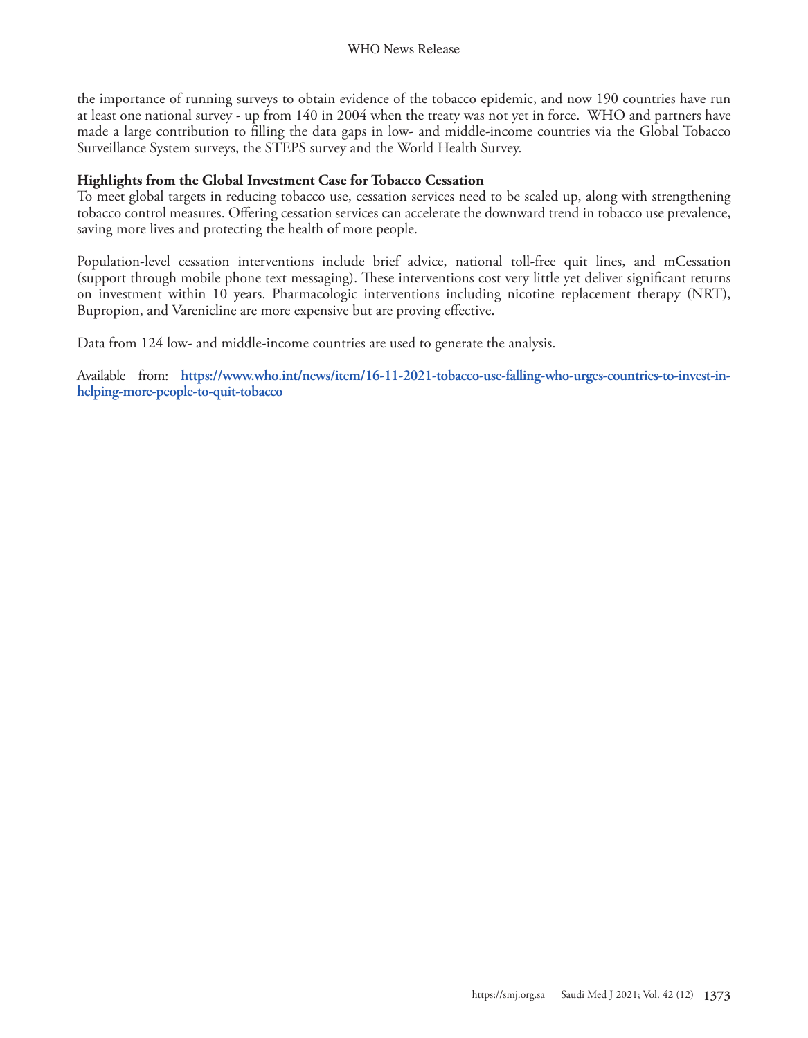the importance of running surveys to obtain evidence of the tobacco epidemic, and now 190 countries have run at least one national survey - up from 140 in 2004 when the treaty was not yet in force. WHO and partners have made a large contribution to filling the data gaps in low- and middle-income countries via the Global Tobacco Surveillance System surveys, the STEPS survey and the World Health Survey.

**Highlights from the Global Investment Case for Tobacco Cessation**

To meet global targets in reducing tobacco use, cessation services need to be scaled up, along with strengthening tobacco control measures. Offering cessation services can accelerate the downward trend in tobacco use prevalence, saving more lives and protecting the health of more people.

Population-level cessation interventions include brief advice, national toll-free quit lines, and mCessation (support through mobile phone text messaging). These interventions cost very little yet deliver significant returns on investment within 10 years. Pharmacologic interventions including nicotine replacement therapy (NRT), Bupropion, and Varenicline are more expensive but are proving effective.

Data from 124 low- and middle-income countries are used to generate the analysis.

Available from: **https://www.who.int/news/item/16-11-2021-tobacco-use-falling-who-urges-countries-to-invest-in-helping-more-people-to-quit-tobacco**